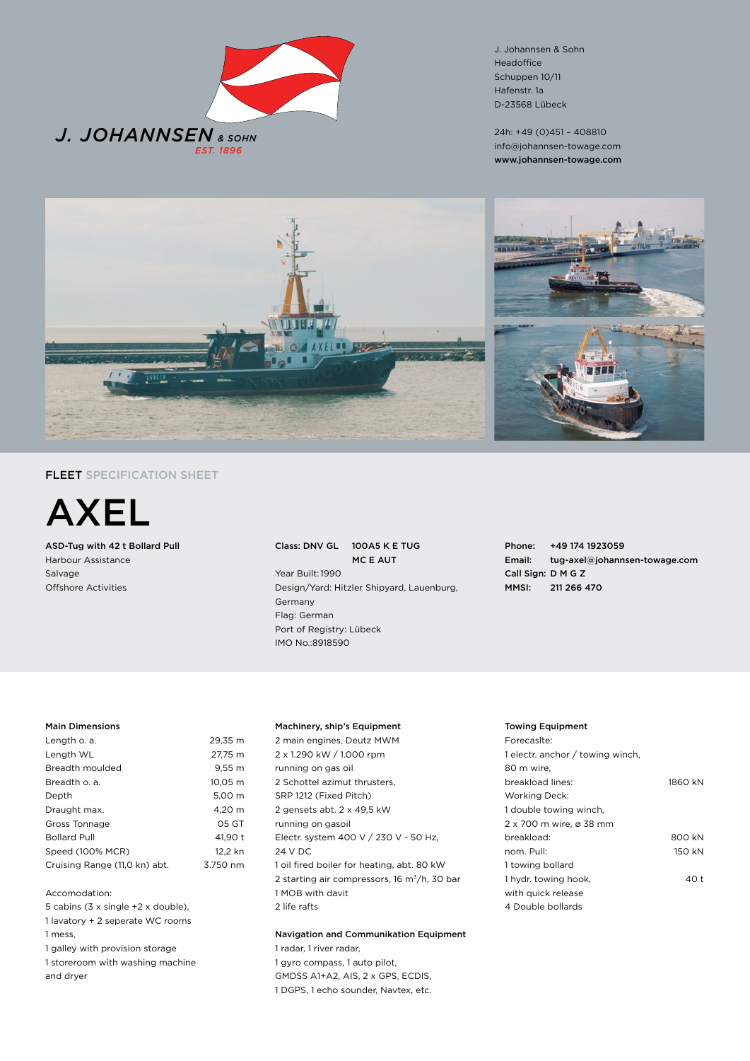J. JOHANNSEN & SOHN
EST. 1896

J. Johannsen & Sohn
Headoffice
Schuppen 10/11
Hafenstr. 1a
D-23568 Lübeck

24h: +49 (0)451 – 408810
info@johannsen-towage.com
**www.johannsen-towage.com**

**FLEET** SPECIFICATION SHEET

# AXEL

**ASD-Tug with 42 t Bollard Pull**
Harbour Assistance
Salvage
Offshore Activities

**Class: DNV GL 100A5 K E TUG MC E AUT**
Year Built: 1990
Design/Yard: Hitzler Shipyard, Lauenburg, Germany
Flag: German
Port of Registry: Lübeck
IMO No.:8918590

**Phone:** **+49 174 1923059**
**Email:** **tug-axel@johannsen-towage.com**
**Call Sign: D M G Z**
**MMSI:** **211 266 470**

### Main Dimensions

| | |
|---|---|
| Length o. a. | 29,35 m |
| Length WL | 27,75 m |
| Breadth moulded | 9,55 m |
| Breadth o. a. | 10,05 m |
| Depth | 5,00 m |
| Draught max. | 4,20 m |
| Gross Tonnage | 05 GT |
| Bollard Pull | 41,90 t |
| Speed (100% MCR) | 12,2 kn |
| Cruising Range (11,0 kn) abt. | 3.750 nm |

Accomodation:
5 cabins (3 x single +2 x double),
1 lavatory + 2 seperate WC rooms
1 mess,
1 galley with provision storage
1 storeroom with washing machine and dryer

### Machinery, ship's Equipment

2 main engines, Deutz MWM
2 x 1.290 kW / 1.000 rpm
running on gas oil
2 Schottel azimut thrusters,
SRP 1212 (Fixed Pitch)
2 gensets abt. 2 x 49,5 kW
running on gasoil
Electr. system 400 V / 230 V - 50 Hz,
24 V DC
1 oil fired boiler for heating, abt. 80 kW
2 starting air compressors, 16 m³/h, 30 bar
1 MOB with davit
2 life rafts

### Navigation and Communikation Equipment

1 radar, 1 river radar,
1 gyro compass, 1 auto pilot,
GMDSS A1+A2, AIS, 2 x GPS, ECDIS,
1 DGPS, 1 echo sounder, Navtex, etc.

### Towing Equipment

| | |
|---|---|
| Forecaslte: | |
| 1 electr. anchor / towing winch, | |
| 80 m wire, | |
| breakload lines: | 1860 kN |
| Working Deck: | |
| 1 double towing winch, | |
| 2 x 700 m wire, ø 38 mm | |
| breakload: | 800 kN |
| nom. Pull: | 150 kN |
| 1 towing bollard | |
| 1 hydr. towing hook, | 40 t |
| with quick release | |
| 4 Double bollards | |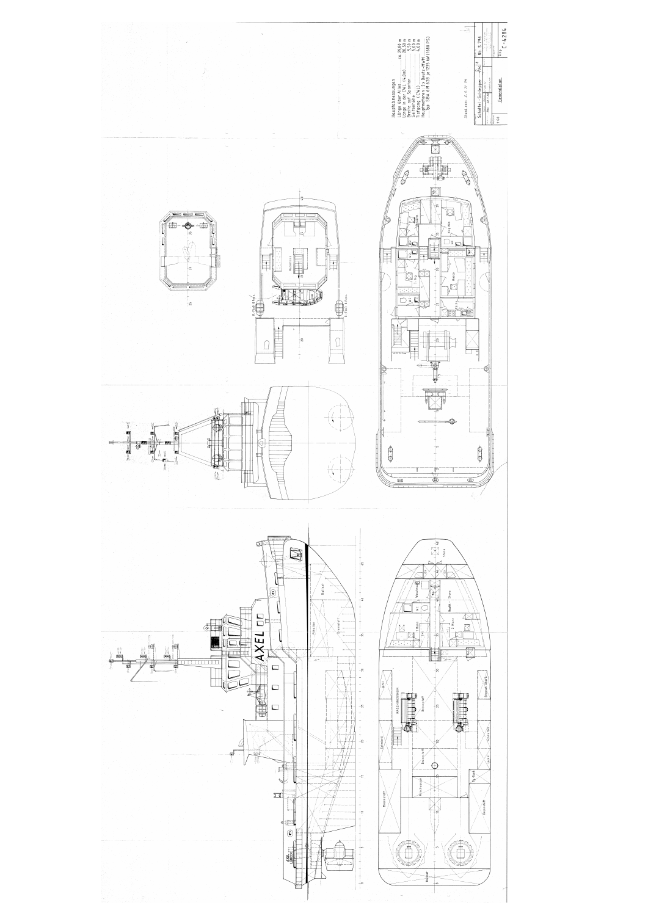Hauptabmessungen

Länge über Alles ........ ca. 29,80 m

Länge in der CWL (4,0m) ........ 28,50 m

Breite auf Spanten ........ 9,50 m

Seitenhöhe ........ 5,00 m

Tiefgang (CWL) ........ 4,00 m

Hauptmotoren: 2x Deutz-MWM

Typ SBA 6 M 628 je 1235 kW (1680 PS)

Schottel-Schlepper

Nb. S.796

Generalplan

1:50

C-4284

AXEL